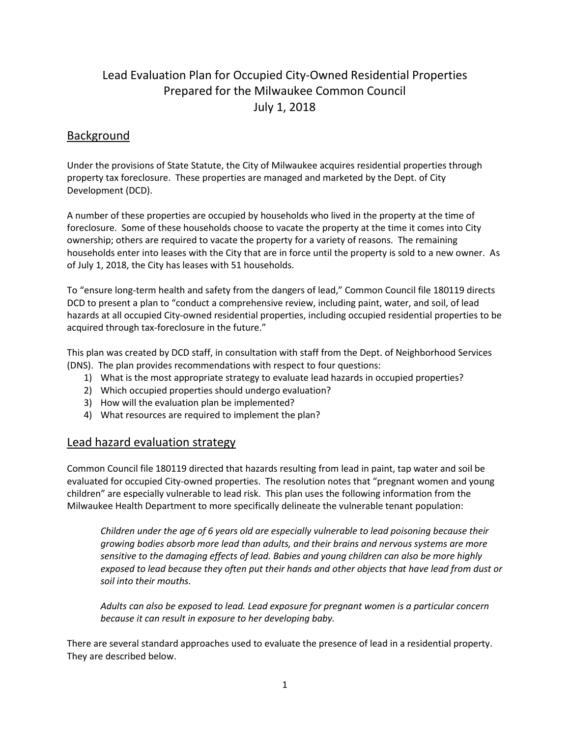# Lead Evaluation Plan for Occupied City-Owned Residential Properties
# Prepared for the Milwaukee Common Council
# July 1, 2018

## Background

Under the provisions of State Statute, the City of Milwaukee acquires residential properties through property tax foreclosure. These properties are managed and marketed by the Dept. of City Development (DCD).

A number of these properties are occupied by households who lived in the property at the time of foreclosure. Some of these households choose to vacate the property at the time it comes into City ownership; others are required to vacate the property for a variety of reasons. The remaining households enter into leases with the City that are in force until the property is sold to a new owner. As of July 1, 2018, the City has leases with 51 households.

To "ensure long-term health and safety from the dangers of lead," Common Council file 180119 directs DCD to present a plan to "conduct a comprehensive review, including paint, water, and soil, of lead hazards at all occupied City-owned residential properties, including occupied residential properties to be acquired through tax-foreclosure in the future."

This plan was created by DCD staff, in consultation with staff from the Dept. of Neighborhood Services (DNS). The plan provides recommendations with respect to four questions:

1) What is the most appropriate strategy to evaluate lead hazards in occupied properties?
2) Which occupied properties should undergo evaluation?
3) How will the evaluation plan be implemented?
4) What resources are required to implement the plan?

## Lead hazard evaluation strategy

Common Council file 180119 directed that hazards resulting from lead in paint, tap water and soil be evaluated for occupied City-owned properties. The resolution notes that "pregnant women and young children" are especially vulnerable to lead risk. This plan uses the following information from the Milwaukee Health Department to more specifically delineate the vulnerable tenant population:

> *Children under the age of 6 years old are especially vulnerable to lead poisoning because their growing bodies absorb more lead than adults, and their brains and nervous systems are more sensitive to the damaging effects of lead. Babies and young children can also be more highly exposed to lead because they often put their hands and other objects that have lead from dust or soil into their mouths.*
>
> *Adults can also be exposed to lead. Lead exposure for pregnant women is a particular concern because it can result in exposure to her developing baby.*

There are several standard approaches used to evaluate the presence of lead in a residential property. They are described below.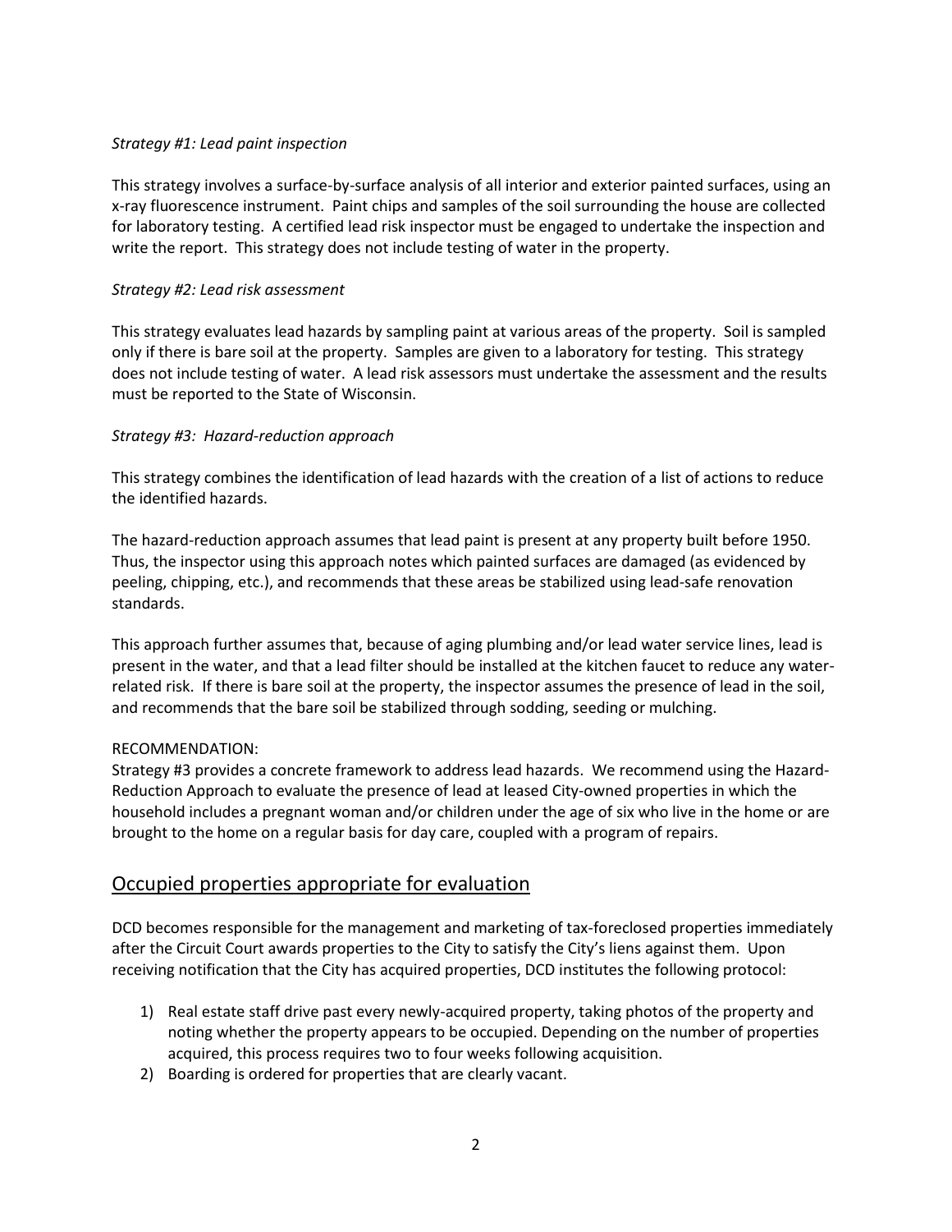*Strategy #1: Lead paint inspection*

This strategy involves a surface-by-surface analysis of all interior and exterior painted surfaces, using an x-ray fluorescence instrument. Paint chips and samples of the soil surrounding the house are collected for laboratory testing. A certified lead risk inspector must be engaged to undertake the inspection and write the report. This strategy does not include testing of water in the property.

*Strategy #2: Lead risk assessment*

This strategy evaluates lead hazards by sampling paint at various areas of the property. Soil is sampled only if there is bare soil at the property. Samples are given to a laboratory for testing. This strategy does not include testing of water. A lead risk assessors must undertake the assessment and the results must be reported to the State of Wisconsin.

*Strategy #3: Hazard-reduction approach*

This strategy combines the identification of lead hazards with the creation of a list of actions to reduce the identified hazards.

The hazard-reduction approach assumes that lead paint is present at any property built before 1950. Thus, the inspector using this approach notes which painted surfaces are damaged (as evidenced by peeling, chipping, etc.), and recommends that these areas be stabilized using lead-safe renovation standards.

This approach further assumes that, because of aging plumbing and/or lead water service lines, lead is present in the water, and that a lead filter should be installed at the kitchen faucet to reduce any water-related risk. If there is bare soil at the property, the inspector assumes the presence of lead in the soil, and recommends that the bare soil be stabilized through sodding, seeding or mulching.

RECOMMENDATION:
Strategy #3 provides a concrete framework to address lead hazards. We recommend using the Hazard-Reduction Approach to evaluate the presence of lead at leased City-owned properties in which the household includes a pregnant woman and/or children under the age of six who live in the home or are brought to the home on a regular basis for day care, coupled with a program of repairs.

## Occupied properties appropriate for evaluation

DCD becomes responsible for the management and marketing of tax-foreclosed properties immediately after the Circuit Court awards properties to the City to satisfy the City's liens against them. Upon receiving notification that the City has acquired properties, DCD institutes the following protocol:

1) Real estate staff drive past every newly-acquired property, taking photos of the property and noting whether the property appears to be occupied. Depending on the number of properties acquired, this process requires two to four weeks following acquisition.
2) Boarding is ordered for properties that are clearly vacant.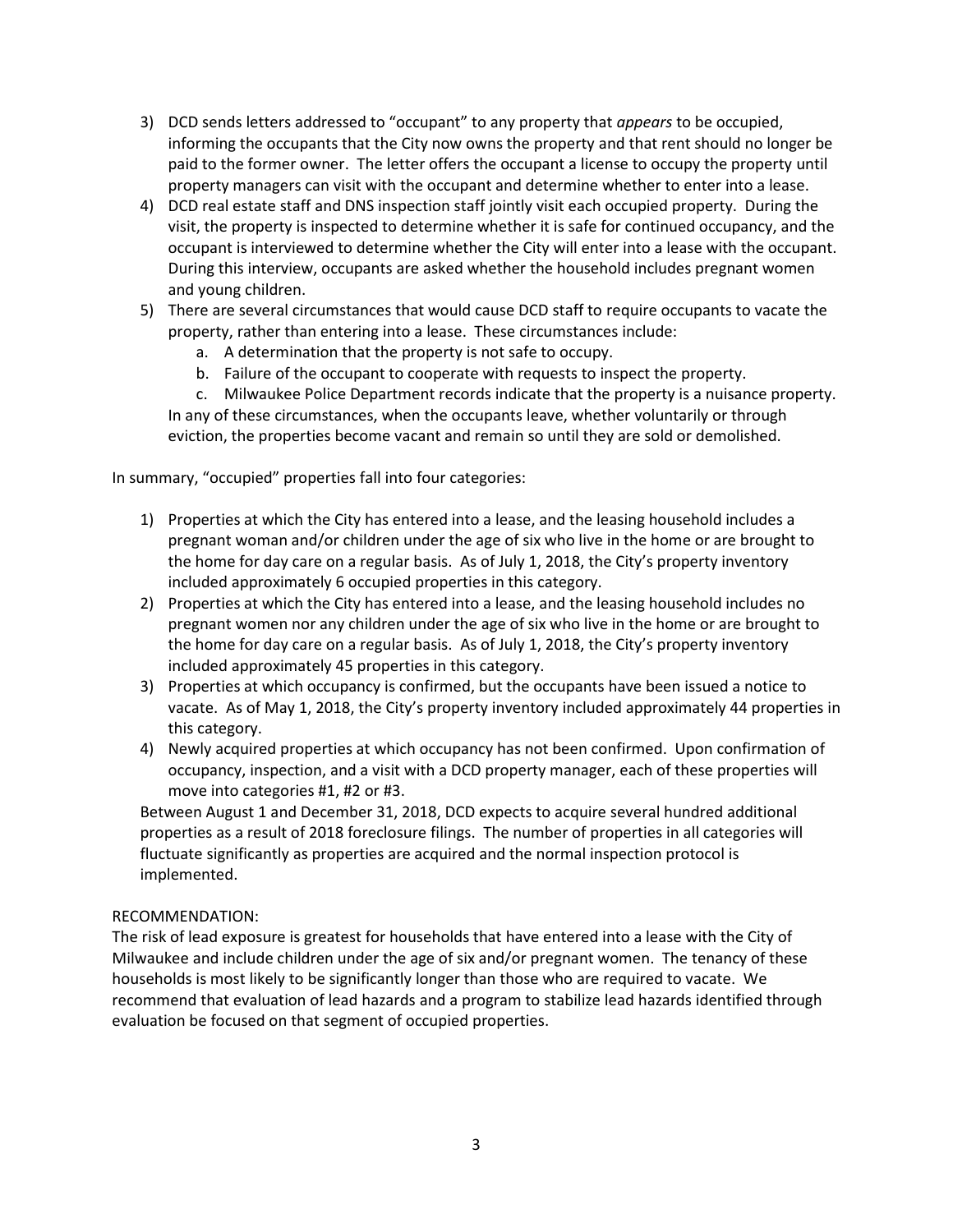3) DCD sends letters addressed to "occupant" to any property that *appears* to be occupied, informing the occupants that the City now owns the property and that rent should no longer be paid to the former owner. The letter offers the occupant a license to occupy the property until property managers can visit with the occupant and determine whether to enter into a lease.
4) DCD real estate staff and DNS inspection staff jointly visit each occupied property. During the visit, the property is inspected to determine whether it is safe for continued occupancy, and the occupant is interviewed to determine whether the City will enter into a lease with the occupant. During this interview, occupants are asked whether the household includes pregnant women and young children.
5) There are several circumstances that would cause DCD staff to require occupants to vacate the property, rather than entering into a lease. These circumstances include:
    a. A determination that the property is not safe to occupy.
    b. Failure of the occupant to cooperate with requests to inspect the property.
    c. Milwaukee Police Department records indicate that the property is a nuisance property.

    In any of these circumstances, when the occupants leave, whether voluntarily or through eviction, the properties become vacant and remain so until they are sold or demolished.

In summary, "occupied" properties fall into four categories:

1) Properties at which the City has entered into a lease, and the leasing household includes a pregnant woman and/or children under the age of six who live in the home or are brought to the home for day care on a regular basis. As of July 1, 2018, the City's property inventory included approximately 6 occupied properties in this category.
2) Properties at which the City has entered into a lease, and the leasing household includes no pregnant women nor any children under the age of six who live in the home or are brought to the home for day care on a regular basis. As of July 1, 2018, the City's property inventory included approximately 45 properties in this category.
3) Properties at which occupancy is confirmed, but the occupants have been issued a notice to vacate. As of May 1, 2018, the City's property inventory included approximately 44 properties in this category.
4) Newly acquired properties at which occupancy has not been confirmed. Upon confirmation of occupancy, inspection, and a visit with a DCD property manager, each of these properties will move into categories #1, #2 or #3.

    Between August 1 and December 31, 2018, DCD expects to acquire several hundred additional properties as a result of 2018 foreclosure filings. The number of properties in all categories will fluctuate significantly as properties are acquired and the normal inspection protocol is implemented.

RECOMMENDATION:

The risk of lead exposure is greatest for households that have entered into a lease with the City of Milwaukee and include children under the age of six and/or pregnant women. The tenancy of these households is most likely to be significantly longer than those who are required to vacate. We recommend that evaluation of lead hazards and a program to stabilize lead hazards identified through evaluation be focused on that segment of occupied properties.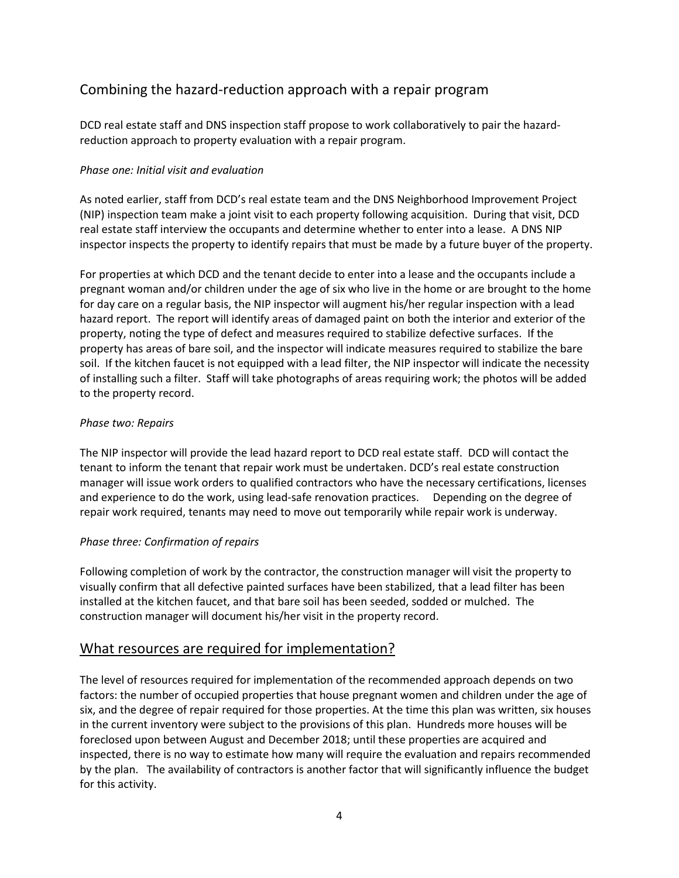## Combining the hazard-reduction approach with a repair program

DCD real estate staff and DNS inspection staff propose to work collaboratively to pair the hazard-reduction approach to property evaluation with a repair program.

### *Phase one: Initial visit and evaluation*

As noted earlier, staff from DCD's real estate team and the DNS Neighborhood Improvement Project (NIP) inspection team make a joint visit to each property following acquisition. During that visit, DCD real estate staff interview the occupants and determine whether to enter into a lease. A DNS NIP inspector inspects the property to identify repairs that must be made by a future buyer of the property.

For properties at which DCD and the tenant decide to enter into a lease and the occupants include a pregnant woman and/or children under the age of six who live in the home or are brought to the home for day care on a regular basis, the NIP inspector will augment his/her regular inspection with a lead hazard report. The report will identify areas of damaged paint on both the interior and exterior of the property, noting the type of defect and measures required to stabilize defective surfaces. If the property has areas of bare soil, and the inspector will indicate measures required to stabilize the bare soil. If the kitchen faucet is not equipped with a lead filter, the NIP inspector will indicate the necessity of installing such a filter. Staff will take photographs of areas requiring work; the photos will be added to the property record.

### *Phase two: Repairs*

The NIP inspector will provide the lead hazard report to DCD real estate staff. DCD will contact the tenant to inform the tenant that repair work must be undertaken. DCD's real estate construction manager will issue work orders to qualified contractors who have the necessary certifications, licenses and experience to do the work, using lead-safe renovation practices. Depending on the degree of repair work required, tenants may need to move out temporarily while repair work is underway.

### *Phase three: Confirmation of repairs*

Following completion of work by the contractor, the construction manager will visit the property to visually confirm that all defective painted surfaces have been stabilized, that a lead filter has been installed at the kitchen faucet, and that bare soil has been seeded, sodded or mulched. The construction manager will document his/her visit in the property record.

## What resources are required for implementation?

The level of resources required for implementation of the recommended approach depends on two factors: the number of occupied properties that house pregnant women and children under the age of six, and the degree of repair required for those properties. At the time this plan was written, six houses in the current inventory were subject to the provisions of this plan. Hundreds more houses will be foreclosed upon between August and December 2018; until these properties are acquired and inspected, there is no way to estimate how many will require the evaluation and repairs recommended by the plan. The availability of contractors is another factor that will significantly influence the budget for this activity.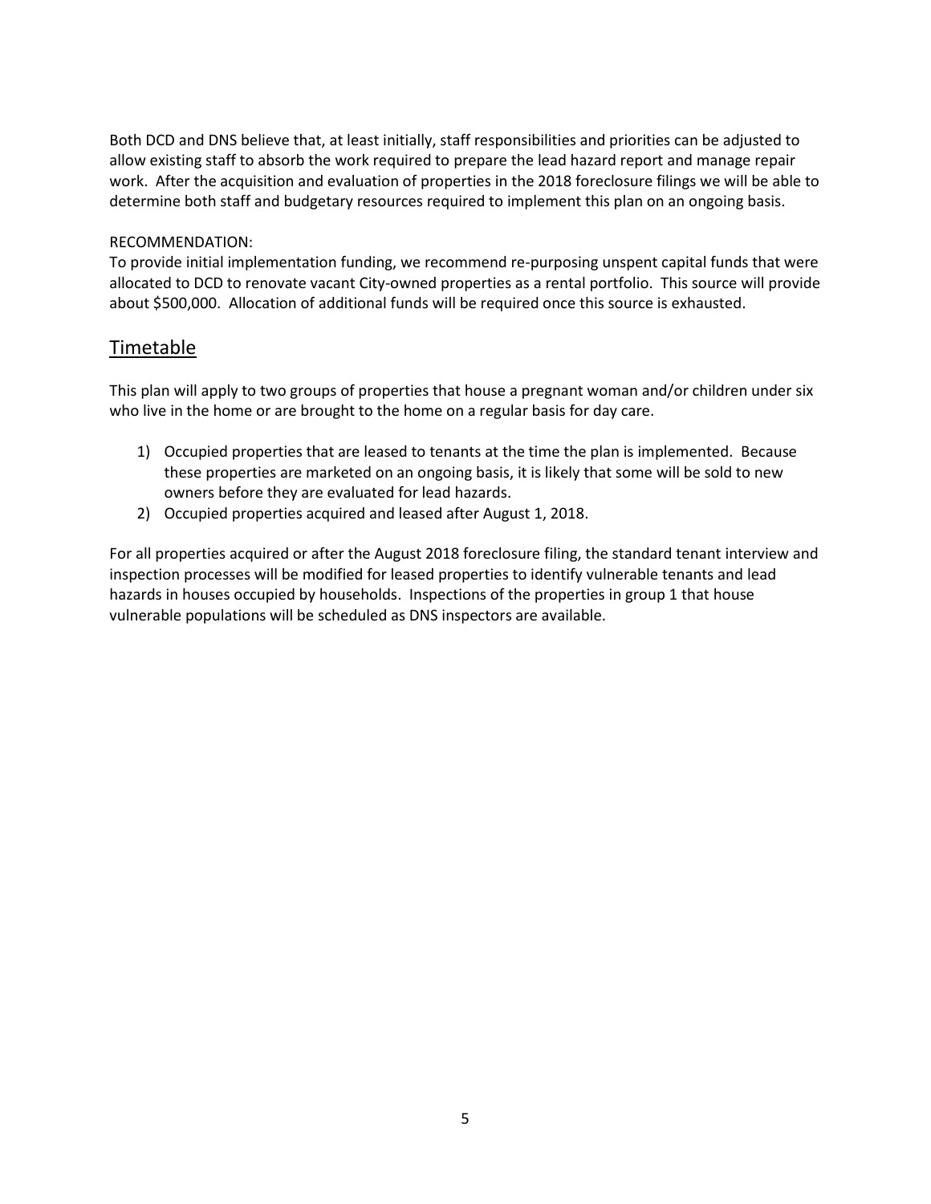Both DCD and DNS believe that, at least initially, staff responsibilities and priorities can be adjusted to allow existing staff to absorb the work required to prepare the lead hazard report and manage repair work. After the acquisition and evaluation of properties in the 2018 foreclosure filings we will be able to determine both staff and budgetary resources required to implement this plan on an ongoing basis.

RECOMMENDATION:
To provide initial implementation funding, we recommend re-purposing unspent capital funds that were allocated to DCD to renovate vacant City-owned properties as a rental portfolio. This source will provide about $500,000. Allocation of additional funds will be required once this source is exhausted.

## Timetable

This plan will apply to two groups of properties that house a pregnant woman and/or children under six who live in the home or are brought to the home on a regular basis for day care.

1) Occupied properties that are leased to tenants at the time the plan is implemented. Because these properties are marketed on an ongoing basis, it is likely that some will be sold to new owners before they are evaluated for lead hazards.
2) Occupied properties acquired and leased after August 1, 2018.

For all properties acquired or after the August 2018 foreclosure filing, the standard tenant interview and inspection processes will be modified for leased properties to identify vulnerable tenants and lead hazards in houses occupied by households. Inspections of the properties in group 1 that house vulnerable populations will be scheduled as DNS inspectors are available.